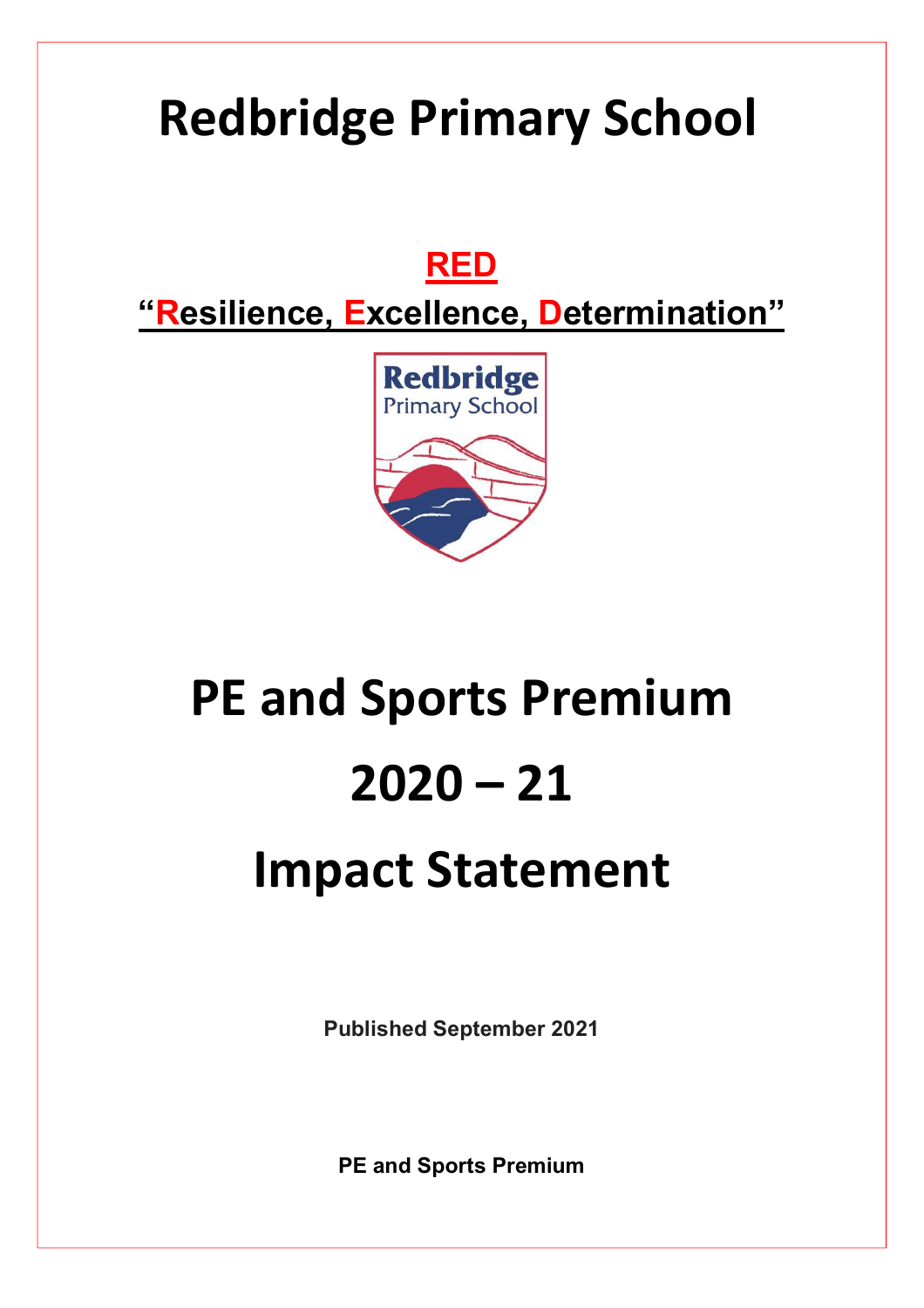# Redbridge Primary School

**RED**

**"Resilience, Excellence, Determination"**

# PE and Sports Premium

# 2020 – 21

# Impact Statement

**Published September 2021**

**PE and Sports Premium**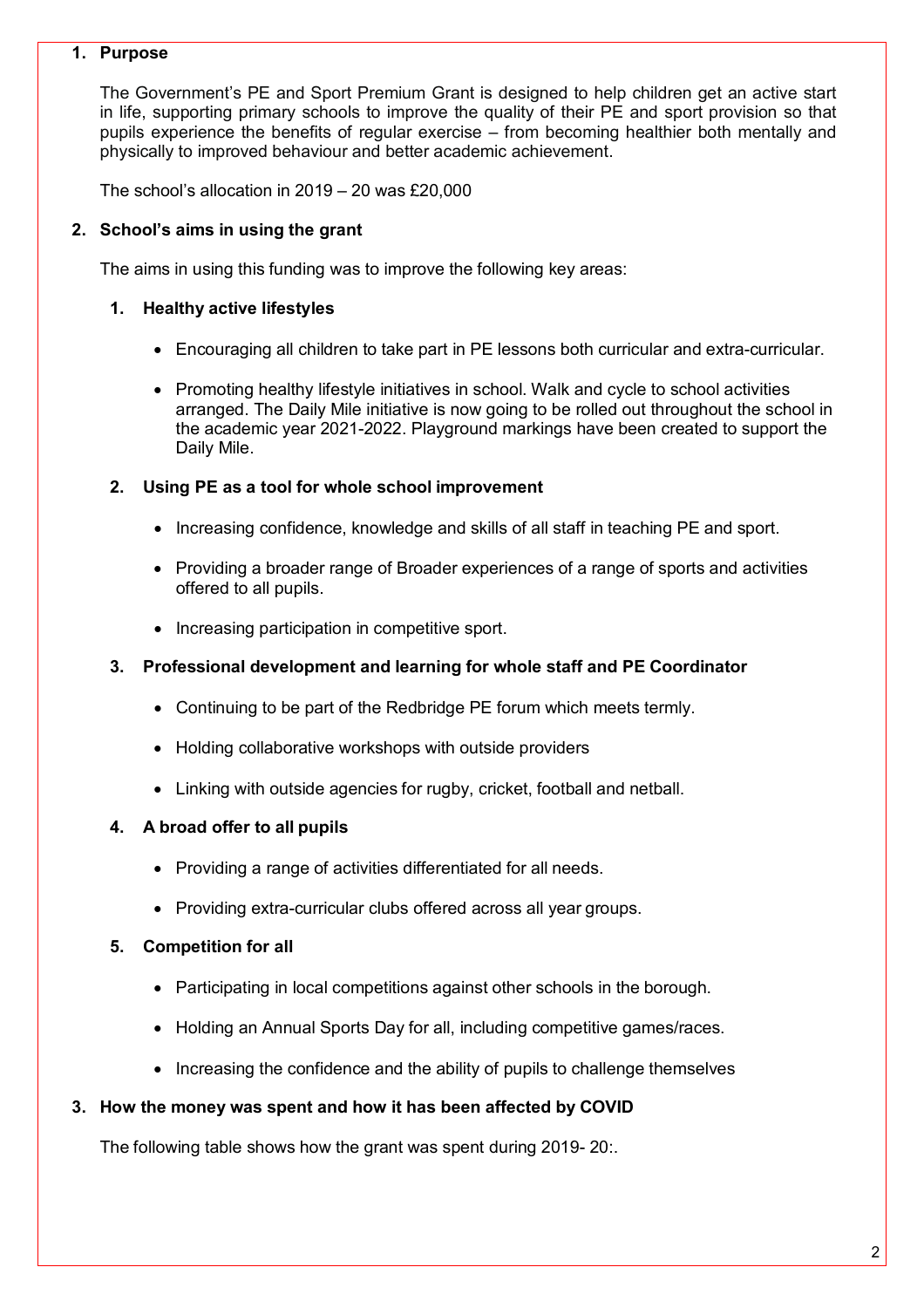## 1. Purpose

The Government's PE and Sport Premium Grant is designed to help children get an active start in life, supporting primary schools to improve the quality of their PE and sport provision so that pupils experience the benefits of regular exercise – from becoming healthier both mentally and physically to improved behaviour and better academic achievement.

The school's allocation in 2019 – 20 was £20,000

## 2. School's aims in using the grant

The aims in using this funding was to improve the following key areas:

### 1. Healthy active lifestyles

- Encouraging all children to take part in PE lessons both curricular and extra-curricular.
- Promoting healthy lifestyle initiatives in school. Walk and cycle to school activities arranged. The Daily Mile initiative is now going to be rolled out throughout the school in the academic year 2021-2022. Playground markings have been created to support the Daily Mile.

### 2. Using PE as a tool for whole school improvement

- Increasing confidence, knowledge and skills of all staff in teaching PE and sport.
- Providing a broader range of Broader experiences of a range of sports and activities offered to all pupils.
- Increasing participation in competitive sport.

### 3. Professional development and learning for whole staff and PE Coordinator

- Continuing to be part of the Redbridge PE forum which meets termly.
- Holding collaborative workshops with outside providers
- Linking with outside agencies for rugby, cricket, football and netball.

### 4. A broad offer to all pupils

- Providing a range of activities differentiated for all needs.
- Providing extra-curricular clubs offered across all year groups.

### 5. Competition for all

- Participating in local competitions against other schools in the borough.
- Holding an Annual Sports Day for all, including competitive games/races.
- Increasing the confidence and the ability of pupils to challenge themselves

## 3. How the money was spent and how it has been affected by COVID

The following table shows how the grant was spent during 2019- 20:.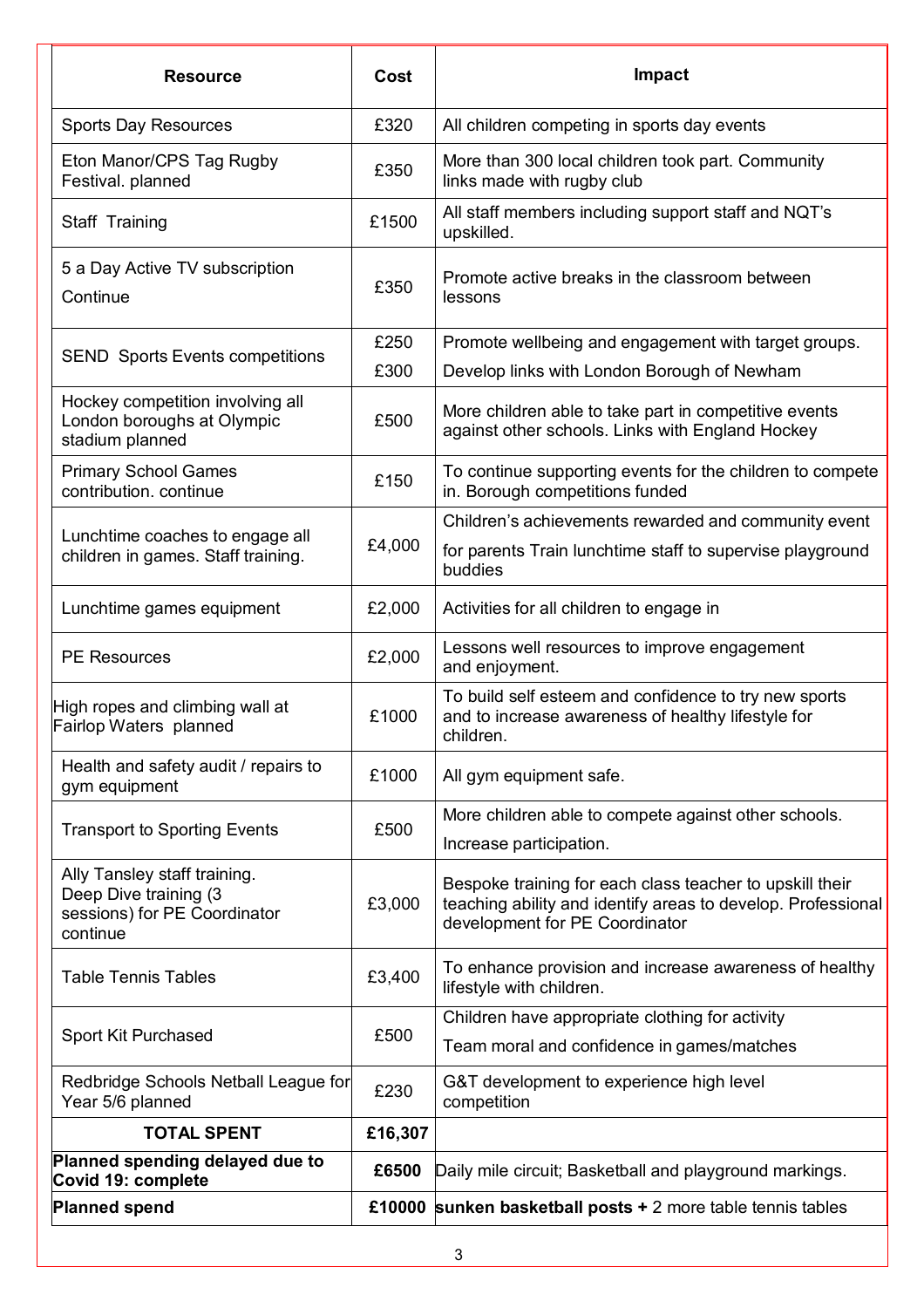| Resource | Cost | Impact |
|---|---|---|
| Sports Day Resources | £320 | All children competing in sports day events |
| Eton Manor/CPS Tag Rugby Festival. planned | £350 | More than 300 local children took part. Community links made with rugby club |
| Staff Training | £1500 | All staff members including support staff and NQT's upskilled. |
| 5 a Day Active TV subscription Continue | £350 | Promote active breaks in the classroom between lessons |
| SEND Sports Events competitions | £250 £300 | Promote wellbeing and engagement with target groups. Develop links with London Borough of Newham |
| Hockey competition involving all London boroughs at Olympic stadium planned | £500 | More children able to take part in competitive events against other schools. Links with England Hockey |
| Primary School Games contribution. continue | £150 | To continue supporting events for the children to compete in. Borough competitions funded |
| Lunchtime coaches to engage all children in games. Staff training. | £4,000 | Children's achievements rewarded and community event for parents Train lunchtime staff to supervise playground buddies |
| Lunchtime games equipment | £2,000 | Activities for all children to engage in |
| PE Resources | £2,000 | Lessons well resources to improve engagement and enjoyment. |
| High ropes and climbing wall at Fairlop Waters planned | £1000 | To build self esteem and confidence to try new sports and to increase awareness of healthy lifestyle for children. |
| Health and safety audit / repairs to gym equipment | £1000 | All gym equipment safe. |
| Transport to Sporting Events | £500 | More children able to compete against other schools. Increase participation. |
| Ally Tansley staff training. Deep Dive training (3 sessions) for PE Coordinator continue | £3,000 | Bespoke training for each class teacher to upskill their teaching ability and identify areas to develop. Professional development for PE Coordinator |
| Table Tennis Tables | £3,400 | To enhance provision and increase awareness of healthy lifestyle with children. |
| Sport Kit Purchased | £500 | Children have appropriate clothing for activity Team moral and confidence in games/matches |
| Redbridge Schools Netball League for Year 5/6 planned | £230 | G&T development to experience high level competition |
| **TOTAL SPENT** | **£16,307** | |
| **Planned spending delayed due to Covid 19: complete** | **£6500** | Daily mile circuit; Basketball and playground markings. |
| **Planned spend** | **£10000** | **sunken basketball posts +** 2 more table tennis tables |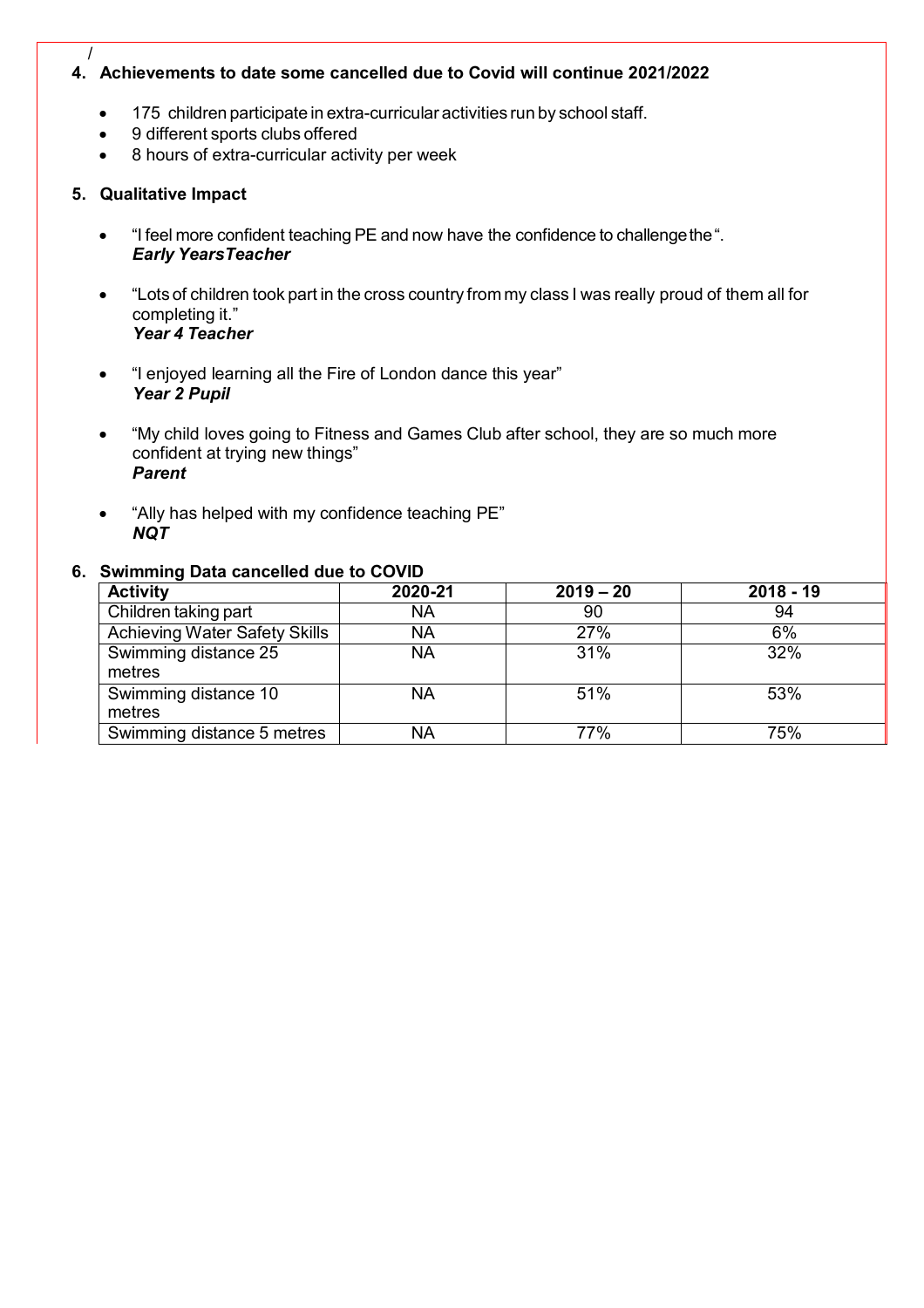/

## 4. Achievements to date some cancelled due to Covid will continue 2021/2022

- 175 children participate in extra-curricular activities run by school staff.
- 9 different sports clubs offered
- 8 hours of extra-curricular activity per week

## 5. Qualitative Impact

- "I feel more confident teaching PE and now have the confidence to challenge the ".
  ***Early YearsTeacher***

- "Lots of children took part in the cross country from my class I was really proud of them all for completing it."
  ***Year 4 Teacher***

- "I enjoyed learning all the Fire of London dance this year"
  ***Year 2 Pupil***

- "My child loves going to Fitness and Games Club after school, they are so much more confident at trying new things"
  ***Parent***

- "Ally has helped with my confidence teaching PE"
  ***NQT***

## 6. Swimming Data cancelled due to COVID

| Activity | 2020-21 | 2019 – 20 | 2018 - 19 |
|---|---|---|---|
| Children taking part | NA | 90 | 94 |
| Achieving Water Safety Skills | NA | 27% | 6% |
| Swimming distance 25 metres | NA | 31% | 32% |
| Swimming distance 10 metres | NA | 51% | 53% |
| Swimming distance 5 metres | NA | 77% | 75% |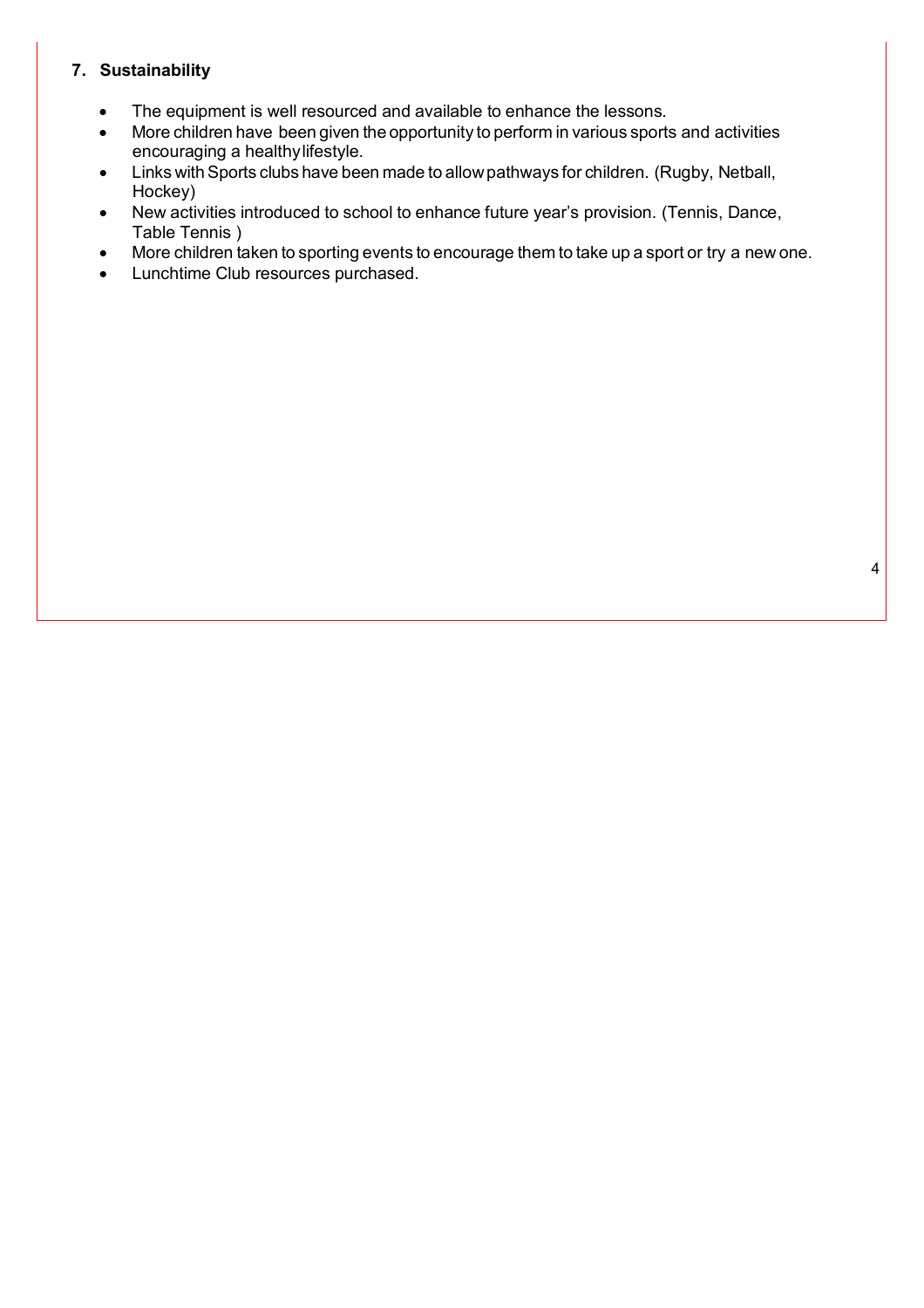### 7. Sustainability

- The equipment is well resourced and available to enhance the lessons.
- More children have been given the opportunity to perform in various sports and activities encouraging a healthy lifestyle.
- Links with Sports clubs have been made to allow pathways for children. (Rugby, Netball, Hockey)
- New activities introduced to school to enhance future year's provision. (Tennis, Dance, Table Tennis )
- More children taken to sporting events to encourage them to take up a sport or try a new one.
- Lunchtime Club resources purchased.